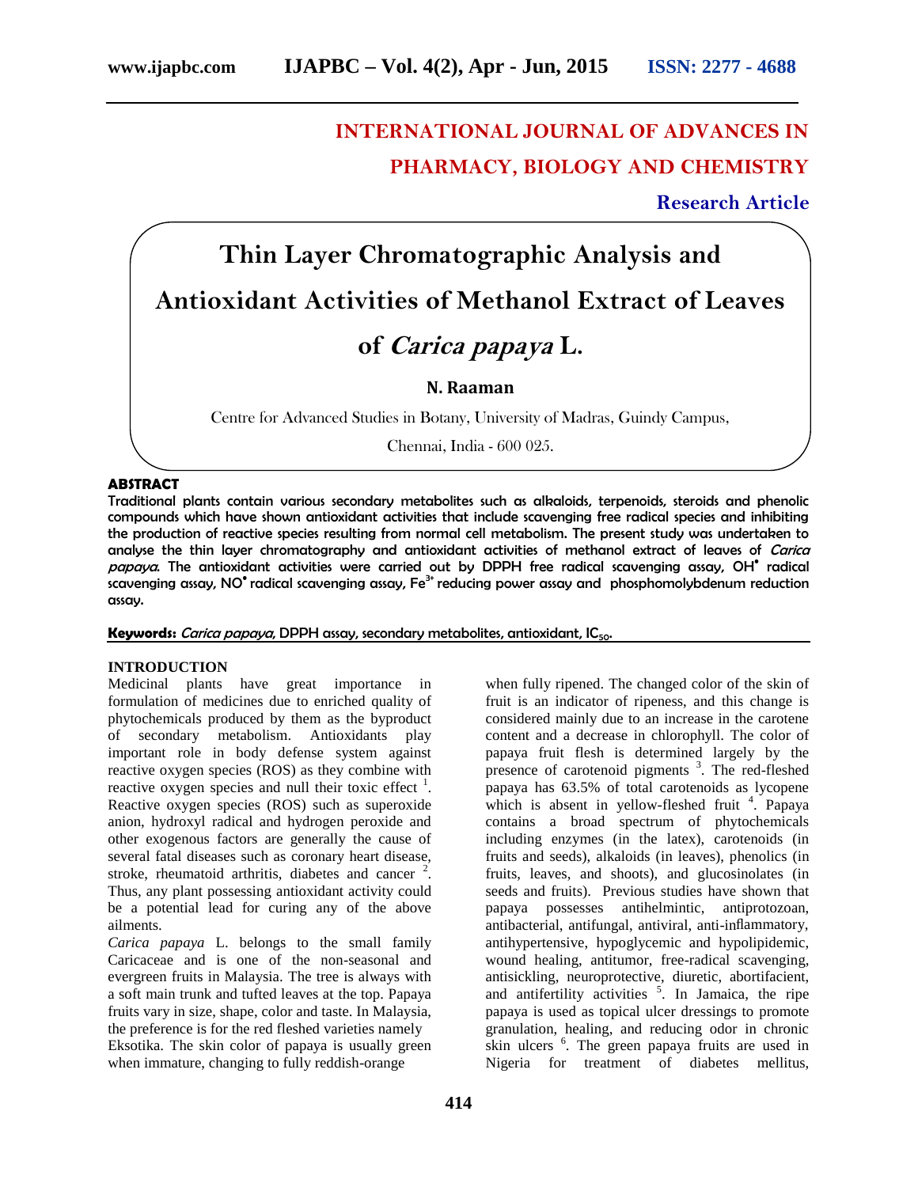# INTERNATIONAL JOURNAL OF ADVANCES IN PHARMACY, BIOLOGY AND CHEMISTRY

**Research Article**

# Thin Layer Chromatographic Analysis and Antioxidant Activities of Methanol Extract of Leaves of *Carica papaya* L.

**N. Raaman**

Centre for Advanced Studies in Botany, University of Madras, Guindy Campus, Chennai, India - 600 025.

## ABSTRACT

Traditional plants contain various secondary metabolites such as alkaloids, terpenoids, steroids and phenolic compounds which have shown antioxidant activities that include scavenging free radical species and inhibiting the production of reactive species resulting from normal cell metabolism. The present study was undertaken to analyse the thin layer chromatography and antioxidant activities of methanol extract of leaves of *Carica papaya*. The antioxidant activities were carried out by DPPH free radical scavenging assay, $OH^{\bullet}$ radical scavenging assay, $NO^{\bullet}$ radical scavenging assay, $Fe^{3+}$ reducing power assay and phosphomolybdenum reduction assay.

**Keywords:** *Carica papaya*, DPPH assay, secondary metabolites, antioxidant, $IC_{50}$.

## INTRODUCTION

Medicinal plants have great importance in formulation of medicines due to enriched quality of phytochemicals produced by them as the byproduct of secondary metabolism. Antioxidants play important role in body defense system against reactive oxygen species (ROS) as they combine with reactive oxygen species and null their toxic effect [1]. Reactive oxygen species (ROS) such as superoxide anion, hydroxyl radical and hydrogen peroxide and other exogenous factors are generally the cause of several fatal diseases such as coronary heart disease, stroke, rheumatoid arthritis, diabetes and cancer [2]. Thus, any plant possessing antioxidant activity could be a potential lead for curing any of the above ailments.

*Carica papaya* L. belongs to the small family Caricaceae and is one of the non-seasonal and evergreen fruits in Malaysia. The tree is always with a soft main trunk and tufted leaves at the top. Papaya fruits vary in size, shape, color and taste. In Malaysia, the preference is for the red fleshed varieties namely Eksotika. The skin color of papaya is usually green when immature, changing to fully reddish-orange when fully ripened. The changed color of the skin of fruit is an indicator of ripeness, and this change is considered mainly due to an increase in the carotene content and a decrease in chlorophyll. The color of papaya fruit flesh is determined largely by the presence of carotenoid pigments [3]. The red-fleshed papaya has 63.5% of total carotenoids as lycopene which is absent in yellow-fleshed fruit [4]. Papaya contains a broad spectrum of phytochemicals including enzymes (in the latex), carotenoids (in fruits and seeds), alkaloids (in leaves), phenolics (in fruits, leaves, and shoots), and glucosinolates (in seeds and fruits). Previous studies have shown that papaya possesses antihelmintic, antiprotozoan, antibacterial, antifungal, antiviral, anti-inflammatory, antihypertensive, hypoglycemic and hypolipidemic, wound healing, antitumor, free-radical scavenging, antisickling, neuroprotective, diuretic, abortifacient, and antifertility activities [5]. In Jamaica, the ripe papaya is used as topical ulcer dressings to promote granulation, healing, and reducing odor in chronic skin ulcers [6]. The green papaya fruits are used in Nigeria for treatment of diabetes mellitus,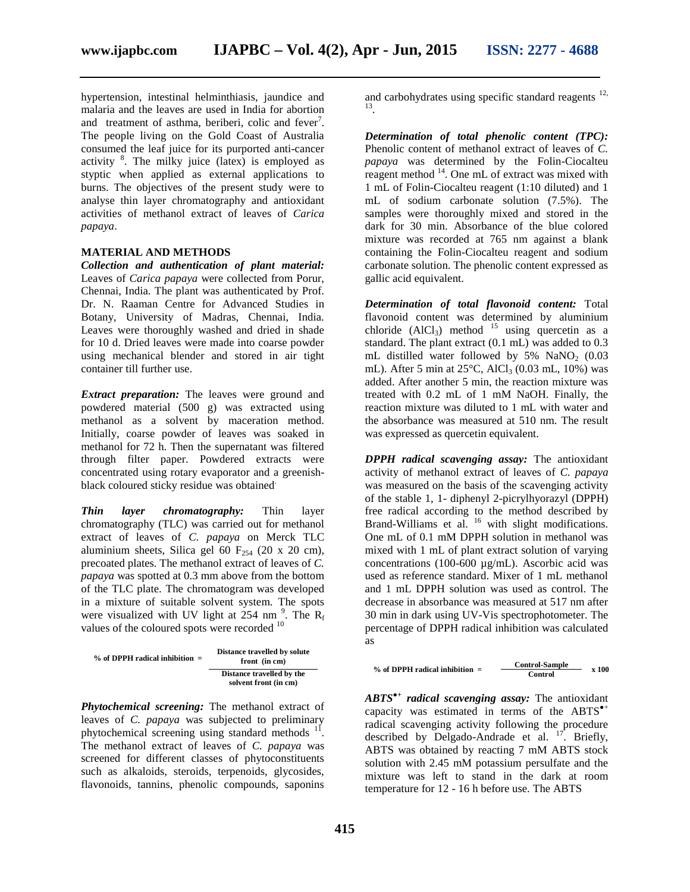hypertension, intestinal helminthiasis, jaundice and malaria and the leaves are used in India for abortion and treatment of asthma, beriberi, colic and fever[7]. The people living on the Gold Coast of Australia consumed the leaf juice for its purported anti-cancer activity [8]. The milky juice (latex) is employed as styptic when applied as external applications to burns. The objectives of the present study were to analyse thin layer chromatography and antioxidant activities of methanol extract of leaves of *Carica papaya*.

## MATERIAL AND METHODS

***Collection and authentication of plant material:*** Leaves of *Carica papaya* were collected from Porur, Chennai, India. The plant was authenticated by Prof. Dr. N. Raaman Centre for Advanced Studies in Botany, University of Madras, Chennai, India. Leaves were thoroughly washed and dried in shade for 10 d. Dried leaves were made into coarse powder using mechanical blender and stored in air tight container till further use.

***Extract preparation:*** The leaves were ground and powdered material (500 g) was extracted using methanol as a solvent by maceration method. Initially, coarse powder of leaves was soaked in methanol for 72 h. Then the supernatant was filtered through filter paper. Powdered extracts were concentrated using rotary evaporator and a greenish-black coloured sticky residue was obtained.

***Thin layer chromatography:*** Thin layer chromatography (TLC) was carried out for methanol extract of leaves of *C. papaya* on Merck TLC aluminium sheets, Silica gel 60 $F_{254}$ (20 x 20 cm), precoated plates. The methanol extract of leaves of *C. papaya* was spotted at 0.3 mm above from the bottom of the TLC plate. The chromatogram was developed in a mixture of suitable solvent system. The spots were visualized with UV light at 254 nm [9]. The $R_f$ values of the coloured spots were recorded [10]

$$\text{\% of DPPH radical inhibition} = \frac{\text{Distance travelled by solute front (in cm)}}{\text{Distance travelled by the solvent front (in cm)}}$$

***Phytochemical screening:*** The methanol extract of leaves of *C. papaya* was subjected to preliminary phytochemical screening using standard methods [11]. The methanol extract of leaves of *C. papaya* was screened for different classes of phytoconstituents such as alkaloids, steroids, terpenoids, glycosides, flavonoids, tannins, phenolic compounds, saponins and carbohydrates using specific standard reagents [12, 13].

***Determination of total phenolic content (TPC):*** Phenolic content of methanol extract of leaves of *C. papaya* was determined by the Folin-Ciocalteu reagent method [14]. One mL of extract was mixed with 1 mL of Folin-Ciocalteu reagent (1:10 diluted) and 1 mL of sodium carbonate solution (7.5%). The samples were thoroughly mixed and stored in the dark for 30 min. Absorbance of the blue colored mixture was recorded at 765 nm against a blank containing the Folin-Ciocalteu reagent and sodium carbonate solution. The phenolic content expressed as gallic acid equivalent.

***Determination of total flavonoid content:*** Total flavonoid content was determined by aluminium chloride ($AlCl_3$) method [15] using quercetin as a standard. The plant extract (0.1 mL) was added to 0.3 mL distilled water followed by 5% $NaNO_2$ (0.03 mL). After 5 min at 25°C, $AlCl_3$ (0.03 mL, 10%) was added. After another 5 min, the reaction mixture was treated with 0.2 mL of 1 mM NaOH. Finally, the reaction mixture was diluted to 1 mL with water and the absorbance was measured at 510 nm. The result was expressed as quercetin equivalent.

***DPPH radical scavenging assay:*** The antioxidant activity of methanol extract of leaves of *C. papaya* was measured on the basis of the scavenging activity of the stable 1, 1- diphenyl 2-picrylhyorazyl (DPPH) free radical according to the method described by Brand-Williams et al. [16] with slight modifications. One mL of 0.1 mM DPPH solution in methanol was mixed with 1 mL of plant extract solution of varying concentrations (100-600 µg/mL). Ascorbic acid was used as reference standard. Mixer of 1 mL methanol and 1 mL DPPH solution was used as control. The decrease in absorbance was measured at 517 nm after 30 min in dark using UV-Vis spectrophotometer. The percentage of DPPH radical inhibition was calculated as

$$\text{\% of DPPH radical inhibition} = \frac{\text{Control-Sample}}{\text{Control}} \times 100$$

***$ABTS^{\bullet+}$ radical scavenging assay:*** The antioxidant capacity was estimated in terms of the $ABTS^{\bullet+}$ radical scavenging activity following the procedure described by Delgado-Andrade et al. [17]. Briefly, ABTS was obtained by reacting 7 mM ABTS stock solution with 2.45 mM potassium persulfate and the mixture was left to stand in the dark at room temperature for 12 - 16 h before use. The ABTS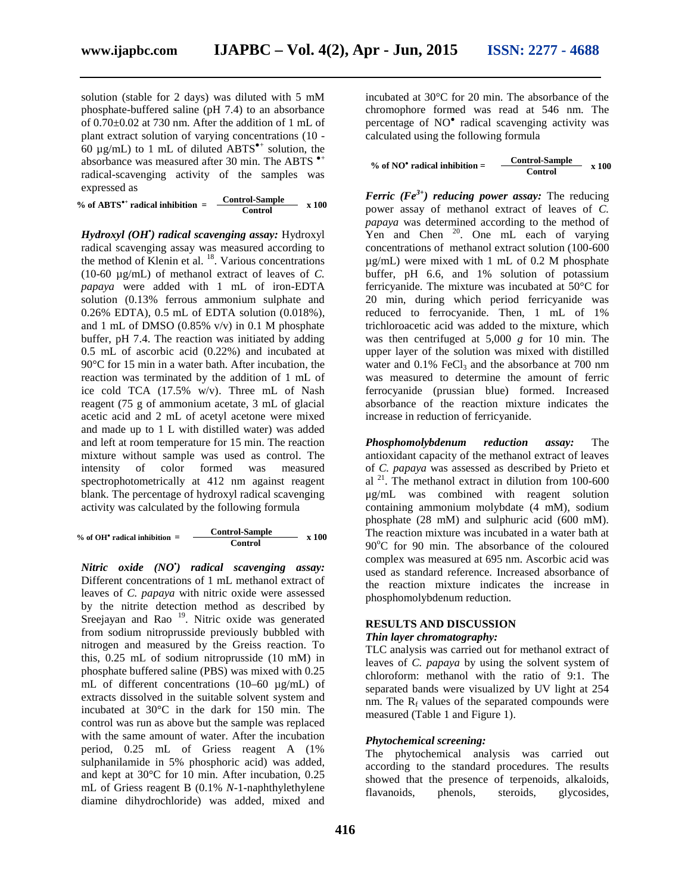solution (stable for 2 days) was diluted with 5 mM phosphate-buffered saline (pH 7.4) to an absorbance of 0.70±0.02 at 730 nm. After the addition of 1 mL of plant extract solution of varying concentrations (10 - 60 µg/mL) to 1 mL of diluted $ABTS^{\bullet+}$ solution, the absorbance was measured after 30 min. The ABTS $^{\bullet+}$ radical-scavenging activity of the samples was expressed as

$$\% \text{ of } ABTS^{\bullet+} \text{ radical inhibition} = \frac{\text{Control-Sample}}{\text{Control}} \times 100$$

***Hydroxyl ($OH^{\bullet}$) radical scavenging assay:*** Hydroxyl radical scavenging assay was measured according to the method of Klenin et al. [18]. Various concentrations (10-60 µg/mL) of methanol extract of leaves of *C. papaya* were added with 1 mL of iron-EDTA solution (0.13% ferrous ammonium sulphate and 0.26% EDTA), 0.5 mL of EDTA solution (0.018%), and 1 mL of DMSO (0.85% v/v) in 0.1 M phosphate buffer, pH 7.4. The reaction was initiated by adding 0.5 mL of ascorbic acid (0.22%) and incubated at 90°C for 15 min in a water bath. After incubation, the reaction was terminated by the addition of 1 mL of ice cold TCA (17.5% w/v). Three mL of Nash reagent (75 g of ammonium acetate, 3 mL of glacial acetic acid and 2 mL of acetyl acetone were mixed and made up to 1 L with distilled water) was added and left at room temperature for 15 min. The reaction mixture without sample was used as control. The intensity of color formed was measured spectrophotometrically at 412 nm against reagent blank. The percentage of hydroxyl radical scavenging activity was calculated by the following formula

$$\% \text{ of } OH^{\bullet} \text{ radical inhibition} = \frac{\text{Control-Sample}}{\text{Control}} \times 100$$

***Nitric oxide ($NO^{\bullet}$) radical scavenging assay:*** Different concentrations of 1 mL methanol extract of leaves of *C. papaya* with nitric oxide were assessed by the nitrite detection method as described by Sreejayan and Rao [19]. Nitric oxide was generated from sodium nitroprusside previously bubbled with nitrogen and measured by the Greiss reaction. To this, 0.25 mL of sodium nitroprusside (10 mM) in phosphate buffered saline (PBS) was mixed with 0.25 mL of different concentrations (10–60 µg/mL) of extracts dissolved in the suitable solvent system and incubated at 30°C in the dark for 150 min. The control was run as above but the sample was replaced with the same amount of water. After the incubation period, 0.25 mL of Griess reagent A (1% sulphanilamide in 5% phosphoric acid) was added, and kept at 30°C for 10 min. After incubation, 0.25 mL of Griess reagent B (0.1% *N*-1-naphthylethylene diamine dihydrochloride) was added, mixed and incubated at 30°C for 20 min. The absorbance of the chromophore formed was read at 546 nm. The percentage of $NO^{\bullet}$ radical scavenging activity was calculated using the following formula

$$\% \text{ of } NO^{\bullet} \text{ radical inhibition} = \frac{\text{Control-Sample}}{\text{Control}} \times 100$$

***Ferric ($Fe^{3+}$) reducing power assay:*** The reducing power assay of methanol extract of leaves of *C. papaya* was determined according to the method of Yen and Chen [20]. One mL each of varying concentrations of methanol extract solution (100-600 µg/mL) were mixed with 1 mL of 0.2 M phosphate buffer, pH 6.6, and 1% solution of potassium ferricyanide. The mixture was incubated at 50°C for 20 min, during which period ferricyanide was reduced to ferrocyanide. Then, 1 mL of 1% trichloroacetic acid was added to the mixture, which was then centrifuged at 5,000 *g* for 10 min. The upper layer of the solution was mixed with distilled water and 0.1% $FeCl_3$ and the absorbance at 700 nm was measured to determine the amount of ferric ferrocyanide (prussian blue) formed. Increased absorbance of the reaction mixture indicates the increase in reduction of ferricyanide.

***Phosphomolybdenum reduction assay:*** The antioxidant capacity of the methanol extract of leaves of *C. papaya* was assessed as described by Prieto et al [21]. The methanol extract in dilution from 100-600 µg/mL was combined with reagent solution containing ammonium molybdate (4 mM), sodium phosphate (28 mM) and sulphuric acid (600 mM). The reaction mixture was incubated in a water bath at 90°C for 90 min. The absorbance of the coloured complex was measured at 695 nm. Ascorbic acid was used as standard reference. Increased absorbance of the reaction mixture indicates the increase in phosphomolybdenum reduction.

## RESULTS AND DISCUSSION

### *Thin layer chromatography:*

TLC analysis was carried out for methanol extract of leaves of *C. papaya* by using the solvent system of chloroform: methanol with the ratio of 9:1. The separated bands were visualized by UV light at 254 nm. The $R_f$ values of the separated compounds were measured (Table 1 and Figure 1).

### *Phytochemical screening:*

The phytochemical analysis was carried out according to the standard procedures. The results showed that the presence of terpenoids, alkaloids, flavanoids, phenols, steroids, glycosides,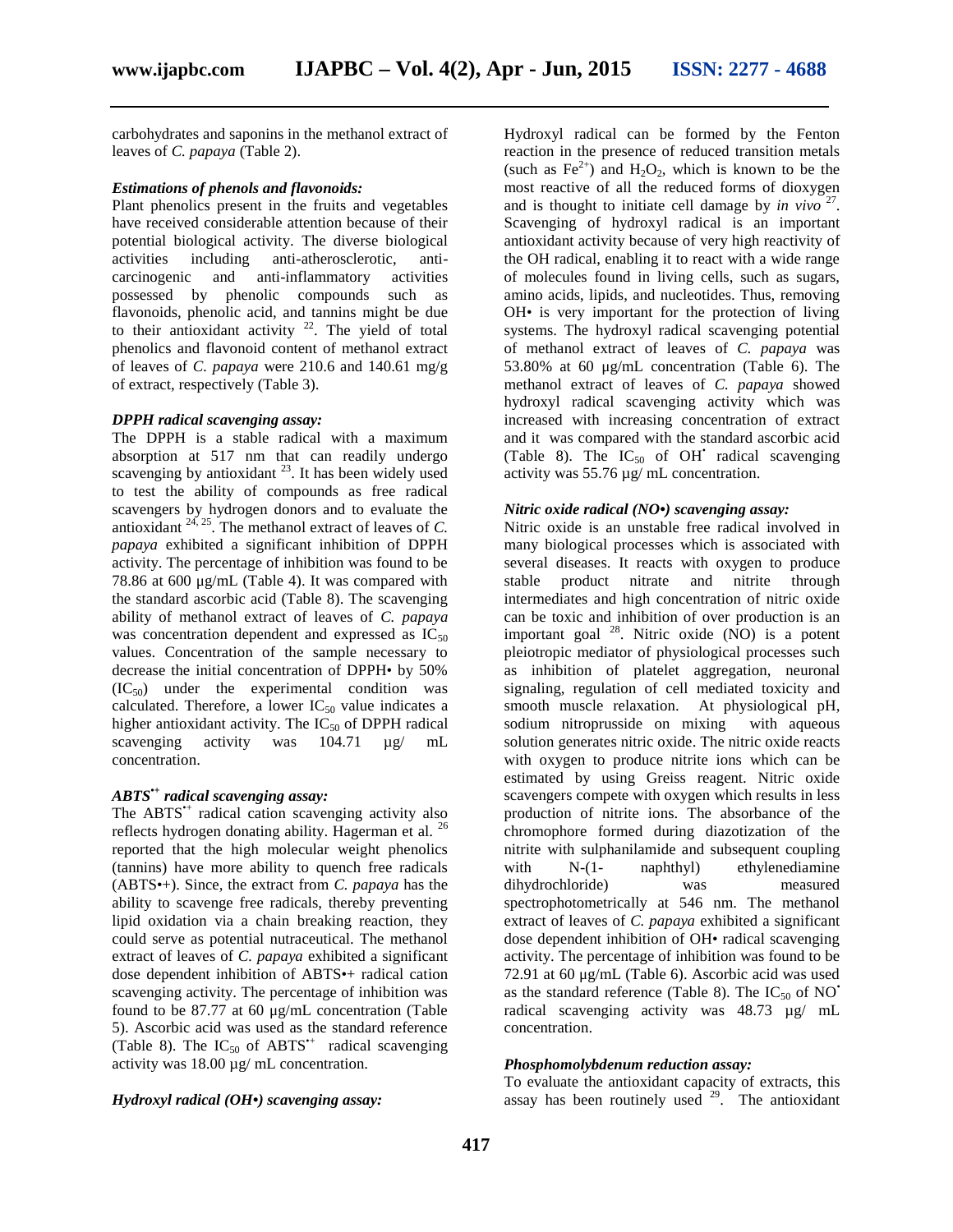carbohydrates and saponins in the methanol extract of leaves of *C. papaya* (Table 2).

### *Estimations of phenols and flavonoids:*

Plant phenolics present in the fruits and vegetables have received considerable attention because of their potential biological activity. The diverse biological activities including anti-atherosclerotic, anti-carcinogenic and anti-inflammatory activities possessed by phenolic compounds such as flavonoids, phenolic acid, and tannins might be due to their antioxidant activity [22]. The yield of total phenolics and flavonoid content of methanol extract of leaves of *C. papaya* were 210.6 and 140.61 mg/g of extract, respectively (Table 3).

### *DPPH radical scavenging assay:*

The DPPH is a stable radical with a maximum absorption at 517 nm that can readily undergo scavenging by antioxidant [23]. It has been widely used to test the ability of compounds as free radical scavengers by hydrogen donors and to evaluate the antioxidant [24, 25]. The methanol extract of leaves of *C. papaya* exhibited a significant inhibition of DPPH activity. The percentage of inhibition was found to be 78.86 at 600 µg/mL (Table 4). It was compared with the standard ascorbic acid (Table 8). The scavenging ability of methanol extract of leaves of *C. papaya* was concentration dependent and expressed as $IC_{50}$ values. Concentration of the sample necessary to decrease the initial concentration of DPPH• by 50% ($IC_{50}$) under the experimental condition was calculated. Therefore, a lower $IC_{50}$ value indicates a higher antioxidant activity. The $IC_{50}$ of DPPH radical scavenging activity was 104.71 µg/ mL concentration.

### *ABTS$^{•+}$ radical scavenging assay:*

The ABTS$^{•+}$ radical cation scavenging activity also reflects hydrogen donating ability. Hagerman et al. [26] reported that the high molecular weight phenolics (tannins) have more ability to quench free radicals (ABTS•+). Since, the extract from *C. papaya* has the ability to scavenge free radicals, thereby preventing lipid oxidation via a chain breaking reaction, they could serve as potential nutraceutical. The methanol extract of leaves of *C. papaya* exhibited a significant dose dependent inhibition of ABTS•+ radical cation scavenging activity. The percentage of inhibition was found to be 87.77 at 60 µg/mL concentration (Table 5). Ascorbic acid was used as the standard reference (Table 8). The $IC_{50}$ of ABTS$^{•+}$ radical scavenging activity was 18.00 µg/ mL concentration.

### *Hydroxyl radical (OH•) scavenging assay:*

Hydroxyl radical can be formed by the Fenton reaction in the presence of reduced transition metals (such as $Fe^{2+}$) and $H_2O_2$, which is known to be the most reactive of all the reduced forms of dioxygen and is thought to initiate cell damage by *in vivo* [27]. Scavenging of hydroxyl radical is an important antioxidant activity because of very high reactivity of the OH radical, enabling it to react with a wide range of molecules found in living cells, such as sugars, amino acids, lipids, and nucleotides. Thus, removing OH• is very important for the protection of living systems. The hydroxyl radical scavenging potential of methanol extract of leaves of *C. papaya* was 53.80% at 60 µg/mL concentration (Table 6). The methanol extract of leaves of *C. papaya* showed hydroxyl radical scavenging activity which was increased with increasing concentration of extract and it was compared with the standard ascorbic acid (Table 8). The $IC_{50}$ of OH$^{•}$ radical scavenging activity was 55.76 µg/ mL concentration.

### *Nitric oxide radical (NO•) scavenging assay:*

Nitric oxide is an unstable free radical involved in many biological processes which is associated with several diseases. It reacts with oxygen to produce stable product nitrate and nitrite through intermediates and high concentration of nitric oxide can be toxic and inhibition of over production is an important goal [28]. Nitric oxide (NO) is a potent pleiotropic mediator of physiological processes such as inhibition of platelet aggregation, neuronal signaling, regulation of cell mediated toxicity and smooth muscle relaxation. At physiological pH, sodium nitroprusside on mixing with aqueous solution generates nitric oxide. The nitric oxide reacts with oxygen to produce nitrite ions which can be estimated by using Greiss reagent. Nitric oxide scavengers compete with oxygen which results in less production of nitrite ions. The absorbance of the chromophore formed during diazotization of the nitrite with sulphanilamide and subsequent coupling with N-(1- naphthyl) ethylenediamine dihydrochloride) was measured spectrophotometrically at 546 nm. The methanol extract of leaves of *C. papaya* exhibited a significant dose dependent inhibition of OH• radical scavenging activity. The percentage of inhibition was found to be 72.91 at 60 µg/mL (Table 6). Ascorbic acid was used as the standard reference (Table 8). The $IC_{50}$ of NO$^{•}$ radical scavenging activity was 48.73 µg/ mL concentration.

### *Phosphomolybdenum reduction assay:*

To evaluate the antioxidant capacity of extracts, this assay has been routinely used [29]. The antioxidant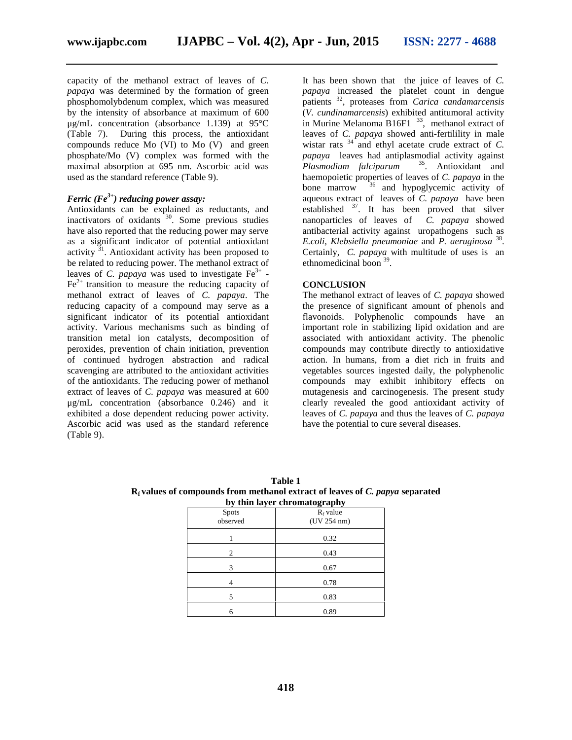capacity of the methanol extract of leaves of *C. papaya* was determined by the formation of green phosphomolybdenum complex, which was measured by the intensity of absorbance at maximum of 600 µg/mL concentration (absorbance 1.139) at 95°C (Table 7). During this process, the antioxidant compounds reduce Mo (VI) to Mo (V) and green phosphate/Mo (V) complex was formed with the maximal absorption at 695 nm. Ascorbic acid was used as the standard reference (Table 9).

### *Ferric ($Fe^{3+}$) reducing power assay:*

Antioxidants can be explained as reductants, and inactivators of oxidants [30]. Some previous studies have also reported that the reducing power may serve as a significant indicator of potential antioxidant activity [31]. Antioxidant activity has been proposed to be related to reducing power. The methanol extract of leaves of *C. papaya* was used to investigate $Fe^{3+}$ - $Fe^{2+}$ transition to measure the reducing capacity of methanol extract of leaves of *C. papaya*. The reducing capacity of a compound may serve as a significant indicator of its potential antioxidant activity. Various mechanisms such as binding of transition metal ion catalysts, decomposition of peroxides, prevention of chain initiation, prevention of continued hydrogen abstraction and radical scavenging are attributed to the antioxidant activities of the antioxidants. The reducing power of methanol extract of leaves of *C. papaya* was measured at 600 µg/mL concentration (absorbance 0.246) and it exhibited a dose dependent reducing power activity. Ascorbic acid was used as the standard reference (Table 9).

It has been shown that the juice of leaves of *C. papaya* increased the platelet count in dengue patients [32], proteases from *Carica candamarcensis* (*V. cundinamarcensis*) exhibited antitumoral activity in Murine Melanoma B16F1 [33], methanol extract of leaves of *C. papaya* showed anti-fertilility in male wistar rats [34] and ethyl acetate crude extract of *C. papaya* leaves had antiplasmodial activity against *Plasmodium falciparum* [35]. Antioxidant and haemopoietic properties of leaves of *C. papaya* in the bone marrow [36] and hypoglycemic activity of aqueous extract of leaves of *C. papaya* have been established [37]. It has been proved that silver nanoparticles of leaves of *C. papaya* showed antibacterial activity against uropathogens such as *E.coli*, *Klebsiella pneumoniae* and *P. aeruginosa* [38]. Certainly, *C. papaya* with multitude of uses is an ethnomedicinal boon [39].

## CONCLUSION

The methanol extract of leaves of *C. papaya* showed the presence of significant amount of phenols and flavonoids. Polyphenolic compounds have an important role in stabilizing lipid oxidation and are associated with antioxidant activity. The phenolic compounds may contribute directly to antioxidative action. In humans, from a diet rich in fruits and vegetables sources ingested daily, the polyphenolic compounds may exhibit inhibitory effects on mutagenesis and carcinogenesis. The present study clearly revealed the good antioxidant activity of leaves of *C. papaya* and thus the leaves of *C. papaya* have the potential to cure several diseases.

**Table 1**
**$R_f$ values of compounds from methanol extract of leaves of *C. papya* separated by thin layer chromatography**

| Spots observed | $R_f$ value (UV 254 nm) |
|---|---|
| 1 | 0.32 |
| 2 | 0.43 |
| 3 | 0.67 |
| 4 | 0.78 |
| 5 | 0.83 |
| 6 | 0.89 |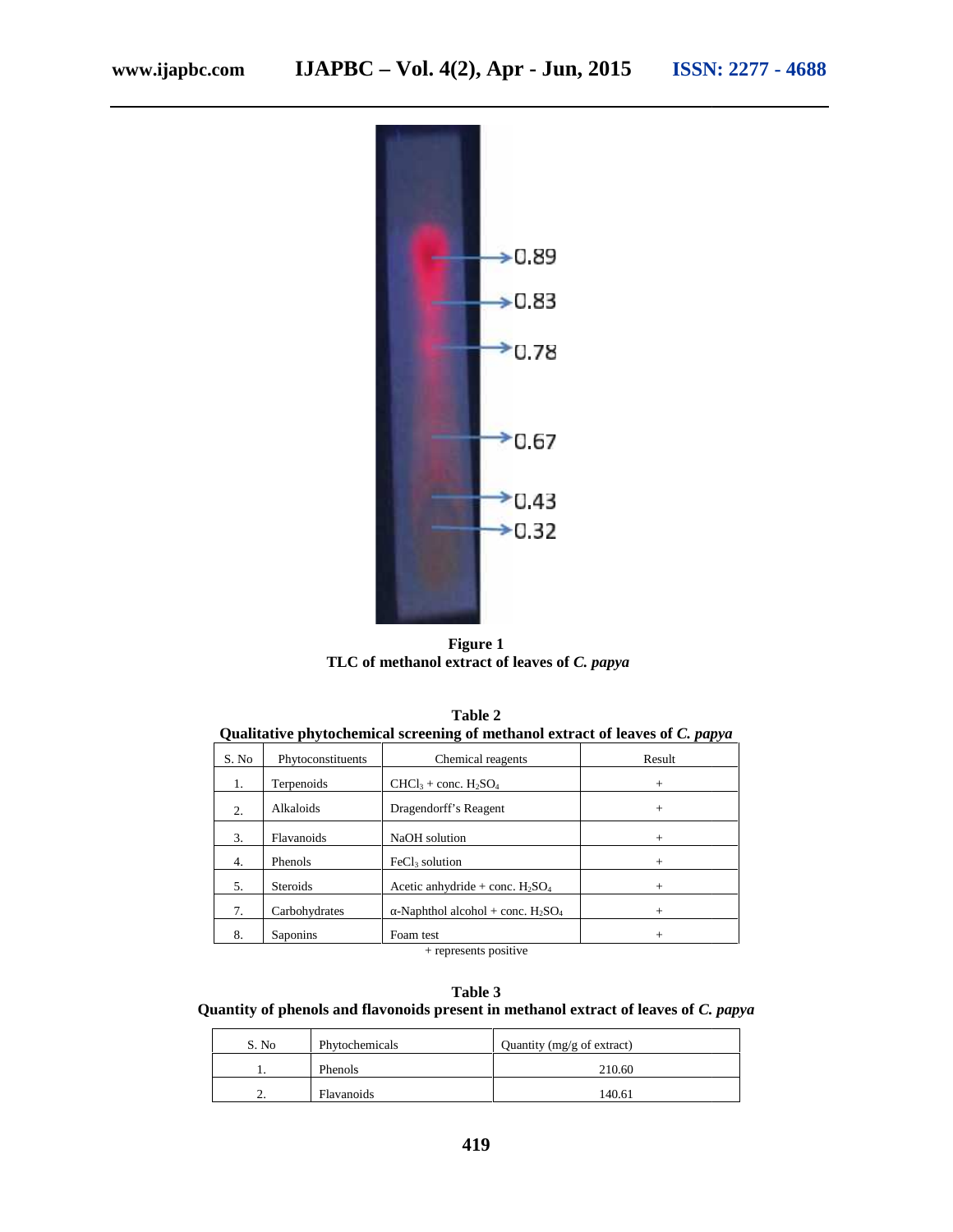**Figure 1**
**TLC of methanol extract of leaves of *C. papya***

**Table 2**
**Qualitative phytochemical screening of methanol extract of leaves of *C. papya***

| S. No | Phytoconstituents | Chemical reagents | Result |
|---|---|---|---|
| 1. | Terpenoids | $CHCl_3$ + conc. $H_2SO_4$ | + |
| 2. | Alkaloids | Dragendorff's Reagent | + |
| 3. | Flavanoids | NaOH solution | + |
| 4. | Phenols | $FeCl_3$ solution | + |
| 5. | Steroids | Acetic anhydride + conc. $H_2SO_4$ | + |
| 7. | Carbohydrates | α-Naphthol alcohol + conc. $H_2SO_4$ | + |
| 8. | Saponins | Foam test | + |

\+ represents positive

**Table 3**
**Quantity of phenols and flavonoids present in methanol extract of leaves of *C. papya***

| S. No | Phytochemicals | Quantity (mg/g of extract) |
|---|---|---|
| 1. | Phenols | 210.60 |
| 2. | Flavanoids | 140.61 |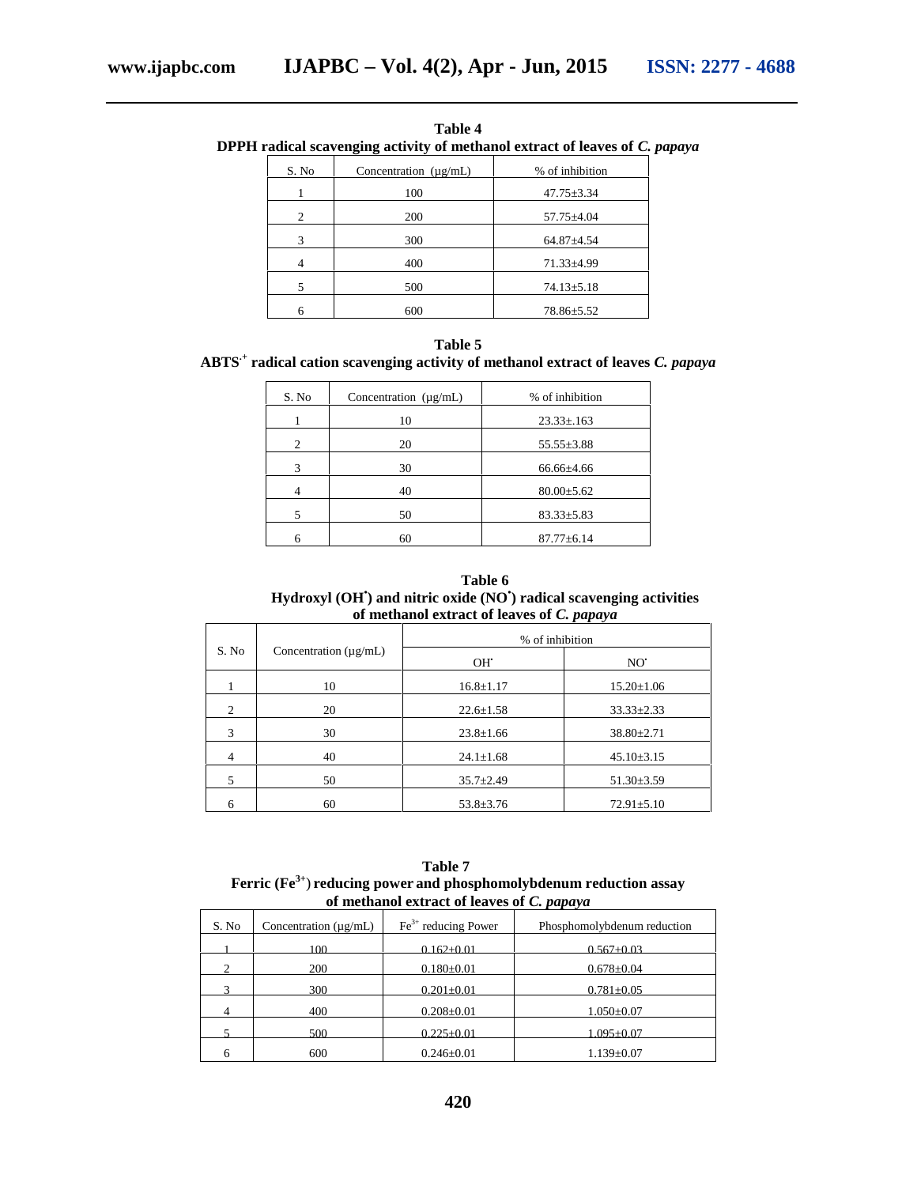**Table 4**
**DPPH radical scavenging activity of methanol extract of leaves of *C. papaya***

| S. No | Concentration (µg/mL) | % of inhibition |
|---|---|---|
| 1 | 100 | 47.75±3.34 |
| 2 | 200 | 57.75±4.04 |
| 3 | 300 | 64.87±4.54 |
| 4 | 400 | 71.33±4.99 |
| 5 | 500 | 74.13±5.18 |
| 6 | 600 | 78.86±5.52 |

**Table 5**
**$ABTS^{\cdot+}$ radical cation scavenging activity of methanol extract of leaves *C. papaya***

| S. No | Concentration (µg/mL) | % of inhibition |
|---|---|---|
| 1 | 10 | 23.33±.163 |
| 2 | 20 | 55.55±3.88 |
| 3 | 30 | 66.66±4.66 |
| 4 | 40 | 80.00±5.62 |
| 5 | 50 | 83.33±5.83 |
| 6 | 60 | 87.77±6.14 |

**Table 6**
**Hydroxyl ($OH^{\bullet}$) and nitric oxide ($NO^{\bullet}$) radical scavenging activities of methanol extract of leaves of *C. papaya***

| S. No | Concentration (µg/mL) | % of inhibition | |
|---|---|---|---|
| | | $OH^{\cdot}$ | $NO^{\cdot}$ |
| 1 | 10 | 16.8±1.17 | 15.20±1.06 |
| 2 | 20 | 22.6±1.58 | 33.33±2.33 |
| 3 | 30 | 23.8±1.66 | 38.80±2.71 |
| 4 | 40 | 24.1±1.68 | 45.10±3.15 |
| 5 | 50 | 35.7±2.49 | 51.30±3.59 |
| 6 | 60 | 53.8±3.76 | 72.91±5.10 |

**Table 7**
**Ferric ($Fe^{3+}$) reducing power and phosphomolybdenum reduction assay of methanol extract of leaves of *C. papaya***

| S. No | Concentration (µg/mL) | $Fe^{3+}$ reducing Power | Phosphomolybdenum reduction |
|---|---|---|---|
| 1 | 100 | 0.162±0.01 | 0.567±0.03 |
| 2 | 200 | 0.180±0.01 | 0.678±0.04 |
| 3 | 300 | 0.201±0.01 | 0.781±0.05 |
| 4 | 400 | 0.208±0.01 | 1.050±0.07 |
| 5 | 500 | 0.225±0.01 | 1.095±0.07 |
| 6 | 600 | 0.246±0.01 | 1.139±0.07 |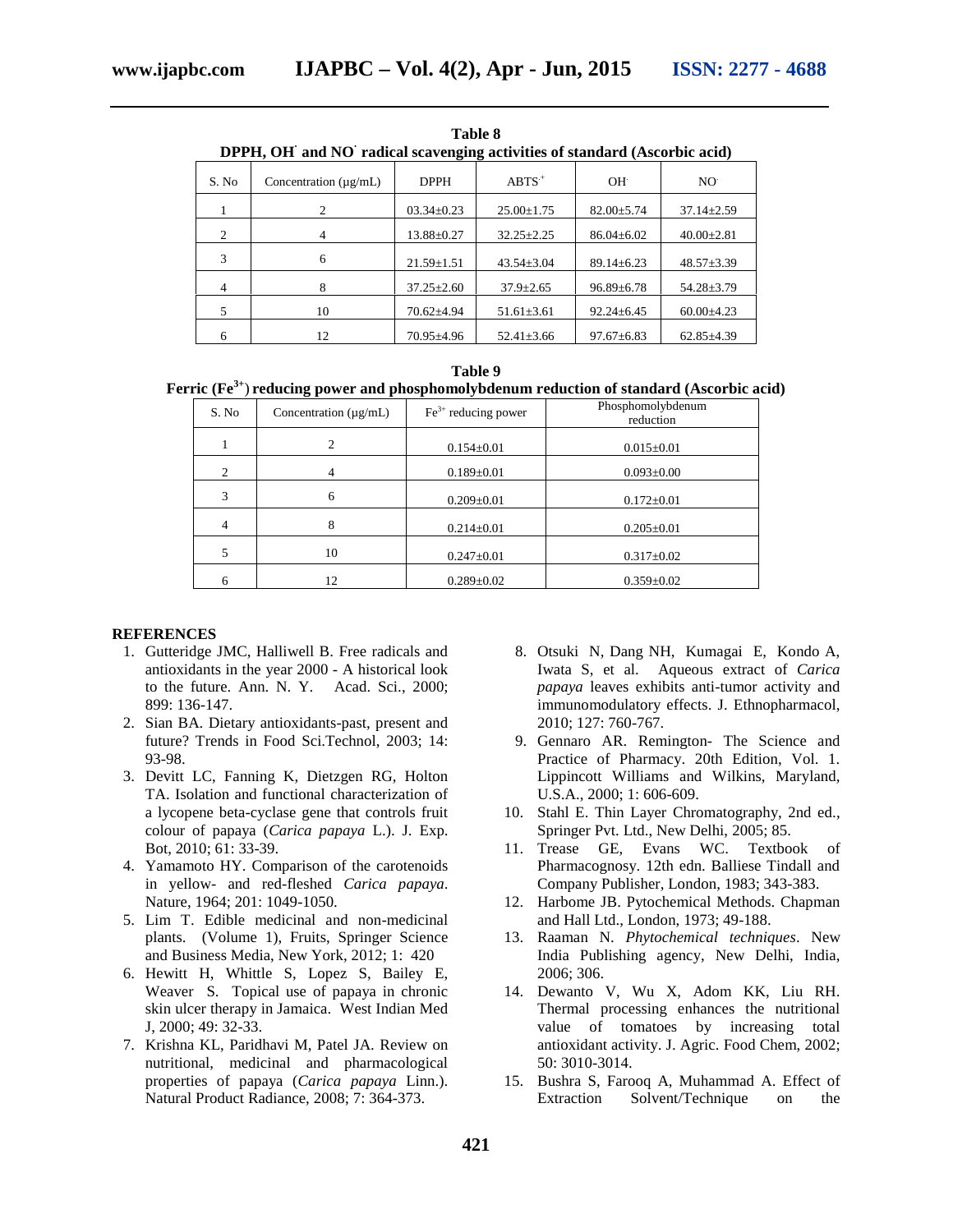**Table 8**

**DPPH, $OH^{\cdot}$ and $NO^{\cdot}$ radical scavenging activities of standard (Ascorbic acid)**

| S. No | Concentration (µg/mL) | DPPH | $ABTS^{\cdot+}$ | $OH^{\cdot}$ | $NO^{\cdot}$ |
|---|---|---|---|---|---|
| 1 | 2 | 03.34±0.23 | 25.00±1.75 | 82.00±5.74 | 37.14±2.59 |
| 2 | 4 | 13.88±0.27 | 32.25±2.25 | 86.04±6.02 | 40.00±2.81 |
| 3 | 6 | 21.59±1.51 | 43.54±3.04 | 89.14±6.23 | 48.57±3.39 |
| 4 | 8 | 37.25±2.60 | 37.9±2.65 | 96.89±6.78 | 54.28±3.79 |
| 5 | 10 | 70.62±4.94 | 51.61±3.61 | 92.24±6.45 | 60.00±4.23 |
| 6 | 12 | 70.95±4.96 | 52.41±3.66 | 97.67±6.83 | 62.85±4.39 |

**Table 9**

**Ferric ($Fe^{3+}$) reducing power and phosphomolybdenum reduction of standard (Ascorbic acid)**

| S. No | Concentration (µg/mL) | $Fe^{3+}$ reducing power | Phosphomolybdenum reduction |
|---|---|---|---|
| 1 | 2 | 0.154±0.01 | 0.015±0.01 |
| 2 | 4 | 0.189±0.01 | 0.093±0.00 |
| 3 | 6 | 0.209±0.01 | 0.172±0.01 |
| 4 | 8 | 0.214±0.01 | 0.205±0.01 |
| 5 | 10 | 0.247±0.01 | 0.317±0.02 |
| 6 | 12 | 0.289±0.02 | 0.359±0.02 |

## REFERENCES

1. Gutteridge JMC, Halliwell B. Free radicals and antioxidants in the year 2000 - A historical look to the future. Ann. N. Y. Acad. Sci., 2000; 899: 136-147.
2. Sian BA. Dietary antioxidants-past, present and future? Trends in Food Sci.Technol, 2003; 14: 93-98.
3. Devitt LC, Fanning K, Dietzgen RG, Holton TA. Isolation and functional characterization of a lycopene beta-cyclase gene that controls fruit colour of papaya (*Carica papaya* L.). J. Exp. Bot, 2010; 61: 33-39.
4. Yamamoto HY. Comparison of the carotenoids in yellow- and red-fleshed *Carica papaya*. Nature, 1964; 201: 1049-1050.
5. Lim T. Edible medicinal and non-medicinal plants. (Volume 1), Fruits, Springer Science and Business Media, New York, 2012; 1: 420
6. Hewitt H, Whittle S, Lopez S, Bailey E, Weaver S. Topical use of papaya in chronic skin ulcer therapy in Jamaica. West Indian Med J, 2000; 49: 32-33.
7. Krishna KL, Paridhavi M, Patel JA. Review on nutritional, medicinal and pharmacological properties of papaya (*Carica papaya* Linn.). Natural Product Radiance, 2008; 7: 364-373.
8. Otsuki N, Dang NH, Kumagai E, Kondo A, Iwata S, et al. Aqueous extract of *Carica papaya* leaves exhibits anti-tumor activity and immunomodulatory effects. J. Ethnopharmacol, 2010; 127: 760-767.
9. Gennaro AR. Remington- The Science and Practice of Pharmacy. 20th Edition, Vol. 1. Lippincott Williams and Wilkins, Maryland, U.S.A., 2000; 1: 606-609.
10. Stahl E. Thin Layer Chromatography, 2nd ed., Springer Pvt. Ltd., New Delhi, 2005; 85.
11. Trease GE, Evans WC. Textbook of Pharmacognosy. 12th edn. Balliese Tindall and Company Publisher, London, 1983; 343-383.
12. Harbome JB. Pytochemical Methods. Chapman and Hall Ltd., London, 1973; 49-188.
13. Raaman N. *Phytochemical techniques*. New India Publishing agency, New Delhi, India, 2006; 306.
14. Dewanto V, Wu X, Adom KK, Liu RH. Thermal processing enhances the nutritional value of tomatoes by increasing total antioxidant activity. J. Agric. Food Chem, 2002; 50: 3010-3014.
15. Bushra S, Farooq A, Muhammad A. Effect of Extraction Solvent/Technique on the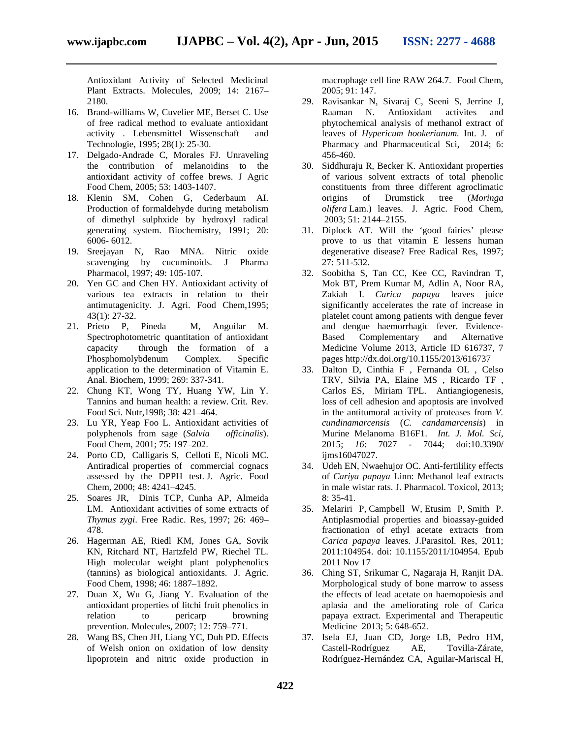Antioxidant Activity of Selected Medicinal Plant Extracts. Molecules, 2009; 14: 2167–2180.

16. Brand-williams W, Cuvelier ME, Berset C. Use of free radical method to evaluate antioxidant activity . Lebensmittel Wissenschaft and Technologie, 1995; 28(1): 25-30.
17. Delgado-Andrade C, Morales FJ. Unraveling the contribution of melanoidins to the antioxidant activity of coffee brews. J Agric Food Chem, 2005; 53: 1403-1407.
18. Klenin SM, Cohen G, Cederbaum AI. Production of formaldehyde during metabolism of dimethyl sulphxide by hydroxyl radical generating system. Biochemistry, 1991; 20: 6006- 6012.
19. Sreejayan N, Rao MNA. Nitric oxide scavenging by cucuminoids. J Pharma Pharmacol, 1997; 49: 105-107.
20. Yen GC and Chen HY. Antioxidant activity of various tea extracts in relation to their antimutagenicity. J. Agri. Food Chem,1995; 43(1): 27-32.
21. Prieto P, Pineda M, Anguilar M. Spectrophotometric quantitation of antioxidant capacity through the formation of a Phosphomolybdenum Complex. Specific application to the determination of Vitamin E. Anal. Biochem, 1999; 269: 337-341.
22. Chung KT, Wong TY, Huang YW, Lin Y. Tannins and human health: a review. Crit. Rev. Food Sci. Nutr,1998; 38: 421–464.
23. Lu YR, Yeap Foo L. Antioxidant activities of polyphenols from sage (*Salvia officinalis*). Food Chem, 2001; 75: 197–202.
24. Porto CD, Calligaris S, Celloti E, Nicoli MC. Antiradical properties of commercial cognacs assessed by the DPPH test. J. Agric. Food Chem, 2000; 48: 4241–4245.
25. Soares JR, Dinis TCP, Cunha AP, Almeida LM. Antioxidant activities of some extracts of *Thymus zygi*. Free Radic. Res, 1997; 26: 469–478.
26. Hagerman AE, Riedl KM, Jones GA, Sovik KN, Ritchard NT, Hartzfeld PW, Riechel TL. High molecular weight plant polyphenolics (tannins) as biological antioxidants. J. Agric. Food Chem, 1998; 46: 1887–1892.
27. Duan X, Wu G, Jiang Y. Evaluation of the antioxidant properties of litchi fruit phenolics in relation to pericarp browning prevention. Molecules, 2007; 12: 759–771.
28. Wang BS, Chen JH, Liang YC, Duh PD. Effects of Welsh onion on oxidation of low density lipoprotein and nitric oxide production in macrophage cell line RAW 264.7. Food Chem, 2005; 91: 147.
29. Ravisankar N, Sivaraj C, Seeni S, Jerrine J, Raaman N. Antioxidant activites and phytochemical analysis of methanol extract of leaves of *Hypericum hookerianum.* Int. J. of Pharmacy and Pharmaceutical Sci, 2014; 6: 456-460.
30. Siddhuraju R, Becker K. Antioxidant properties of various solvent extracts of total phenolic constituents from three different agroclimatic origins of Drumstick tree (*Moringa olifera* Lam.) leaves. J. Agric. Food Chem, 2003; 51: 2144–2155.
31. Diplock AT. Will the 'good fairies' please prove to us that vitamin E lessens human degenerative disease? Free Radical Res, 1997; 27: 511-532.
32. Soobitha S, Tan CC, Kee CC, Ravindran T, Mok BT, Prem Kumar M, Adlin A, Noor RA, Zakiah I. *Carica papaya* leaves juice significantly accelerates the rate of increase in platelet count among patients with dengue fever and dengue haemorrhagic fever. Evidence-Based Complementary and Alternative Medicine Volume 2013, Article ID 616737, 7 pages http://dx.doi.org/10.1155/2013/616737
33. Dalton D, Cinthia F , Fernanda OL , Celso TRV, Silvia PA, Elaine MS , Ricardo TF , Carlos ES, Miriam TPL. Antiangiogenesis, loss of cell adhesion and apoptosis are involved in the antitumoral activity of proteases from *V. cundinamarcensis* (*C. candamarcensis*) in Murine Melanoma B16F1. *Int. J. Mol. Sci,* 2015; *16*: 7027 - 7044; doi:10.3390/ ijms16047027.
34. Udeh EN, Nwaehujor OC. Anti-fertility effects of *Cariya papaya* Linn: Methanol leaf extracts in male wistar rats. J. Pharmacol. Toxicol, 2013; 8: 35-41.
35. Melariri P, Campbell W, Etusim P, Smith P. Antiplasmodial properties and bioassay-guided fractionation of ethyl acetate extracts from *Carica papaya* leaves. J.Parasitol. Res, 2011; 2011:104954. doi: 10.1155/2011/104954. Epub 2011 Nov 17
36. Ching ST, Srikumar C, Nagaraja H, Ranjit DA. Morphological study of bone marrow to assess the effects of lead acetate on haemopoiesis and aplasia and the ameliorating role of Carica papaya extract. Experimental and Therapeutic Medicine 2013; 5: 648-652.
37. Isela EJ, Juan CD, Jorge LB, Pedro HM, Castell-Rodríguez AE, Tovilla-Zárate, Rodríguez-Hernández CA, Aguilar-Mariscal H,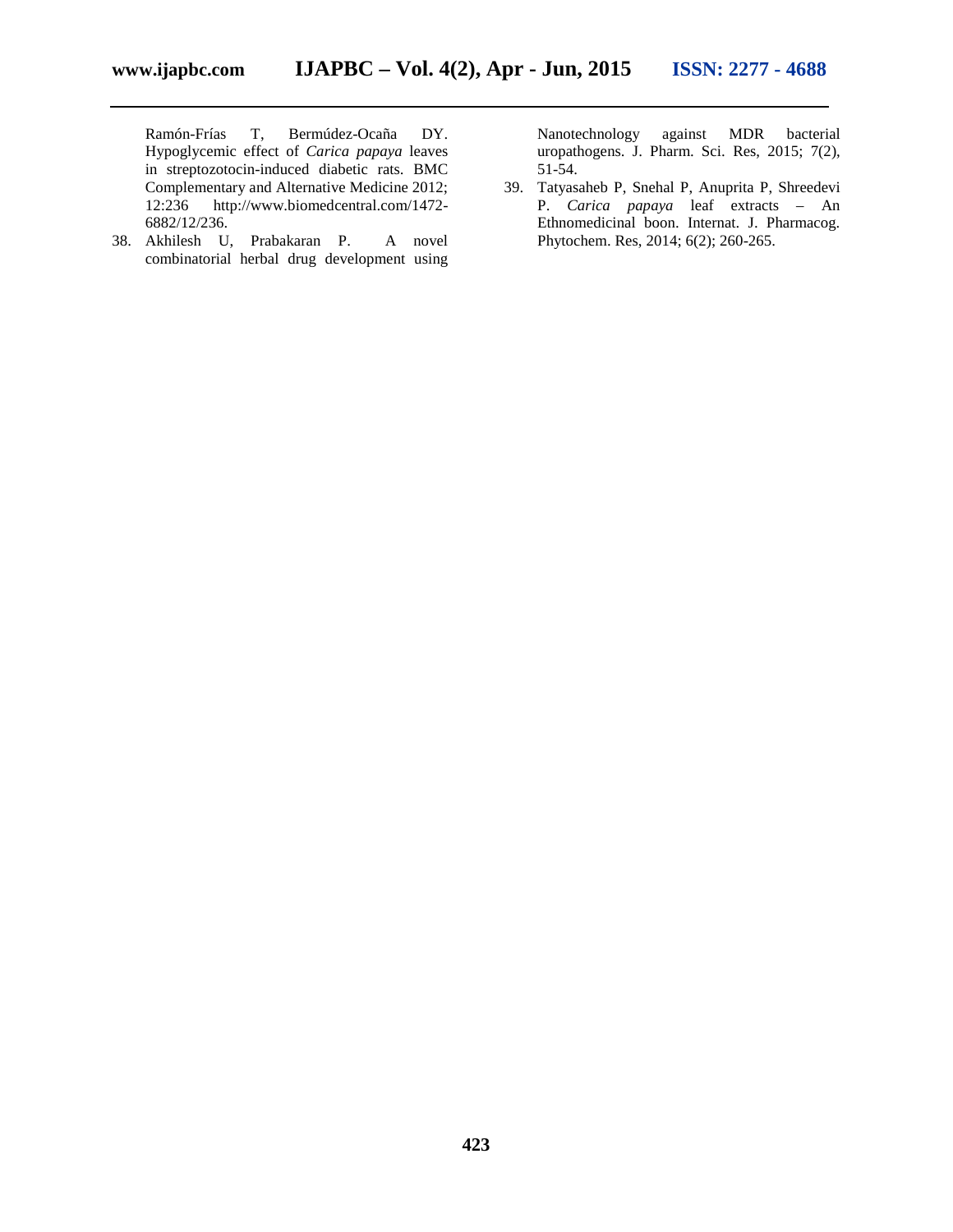Ramón-Frías T, Bermúdez-Ocaña DY. Hypoglycemic effect of *Carica papaya* leaves in streptozotocin-induced diabetic rats. BMC Complementary and Alternative Medicine 2012; 12:236 http://www.biomedcentral.com/1472-6882/12/236.

38. Akhilesh U, Prabakaran P. A novel combinatorial herbal drug development using Nanotechnology against MDR bacterial uropathogens. J. Pharm. Sci. Res, 2015; 7(2), 51-54.
39. Tatyasaheb P, Snehal P, Anuprita P, Shreedevi P. *Carica papaya* leaf extracts – An Ethnomedicinal boon. Internat. J. Pharmacog. Phytochem. Res, 2014; 6(2); 260-265.